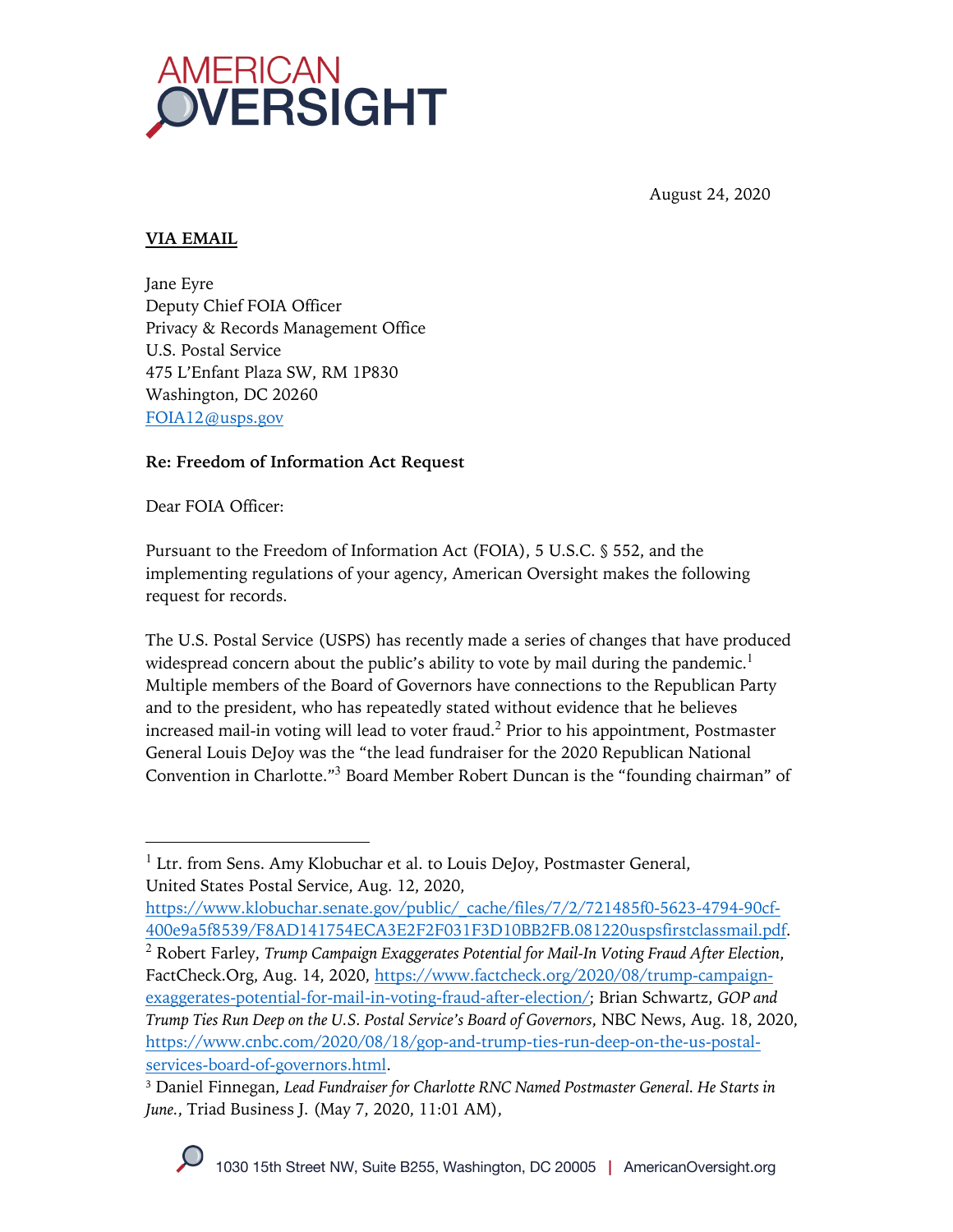AMERICAN OVERSIGHT

August 24, 2020

**VIA EMAIL**

Jane Eyre
Deputy Chief FOIA Officer
Privacy & Records Management Office
U.S. Postal Service
475 L'Enfant Plaza SW, RM 1P830
Washington, DC 20260
FOIA12@usps.gov

**Re: Freedom of Information Act Request**

Dear FOIA Officer:

Pursuant to the Freedom of Information Act (FOIA), 5 U.S.C. § 552, and the implementing regulations of your agency, American Oversight makes the following request for records.

The U.S. Postal Service (USPS) has recently made a series of changes that have produced widespread concern about the public's ability to vote by mail during the pandemic.[1] Multiple members of the Board of Governors have connections to the Republican Party and to the president, who has repeatedly stated without evidence that he believes increased mail-in voting will lead to voter fraud.[2] Prior to his appointment, Postmaster General Louis DeJoy was the "the lead fundraiser for the 2020 Republican National Convention in Charlotte."[3] Board Member Robert Duncan is the "founding chairman" of

---

[1] Ltr. from Sens. Amy Klobuchar et al. to Louis DeJoy, Postmaster General, United States Postal Service, Aug. 12, 2020, https://www.klobuchar.senate.gov/public/_cache/files/7/2/721485f0-5623-4794-90cf-400e9a5f8539/F8AD141754ECA3E2F2F031F3D10BB2FB.081220uspsfirstclassmail.pdf.

[2] Robert Farley, *Trump Campaign Exaggerates Potential for Mail-In Voting Fraud After Election*, FactCheck.Org, Aug. 14, 2020, https://www.factcheck.org/2020/08/trump-campaign-exaggerates-potential-for-mail-in-voting-fraud-after-election/; Brian Schwartz, *GOP and Trump Ties Run Deep on the U.S. Postal Service's Board of Governors*, NBC News, Aug. 18, 2020, https://www.cnbc.com/2020/08/18/gop-and-trump-ties-run-deep-on-the-us-postal-services-board-of-governors.html.

[3] Daniel Finnegan, *Lead Fundraiser for Charlotte RNC Named Postmaster General. He Starts in June.*, Triad Business J. (May 7, 2020, 11:01 AM),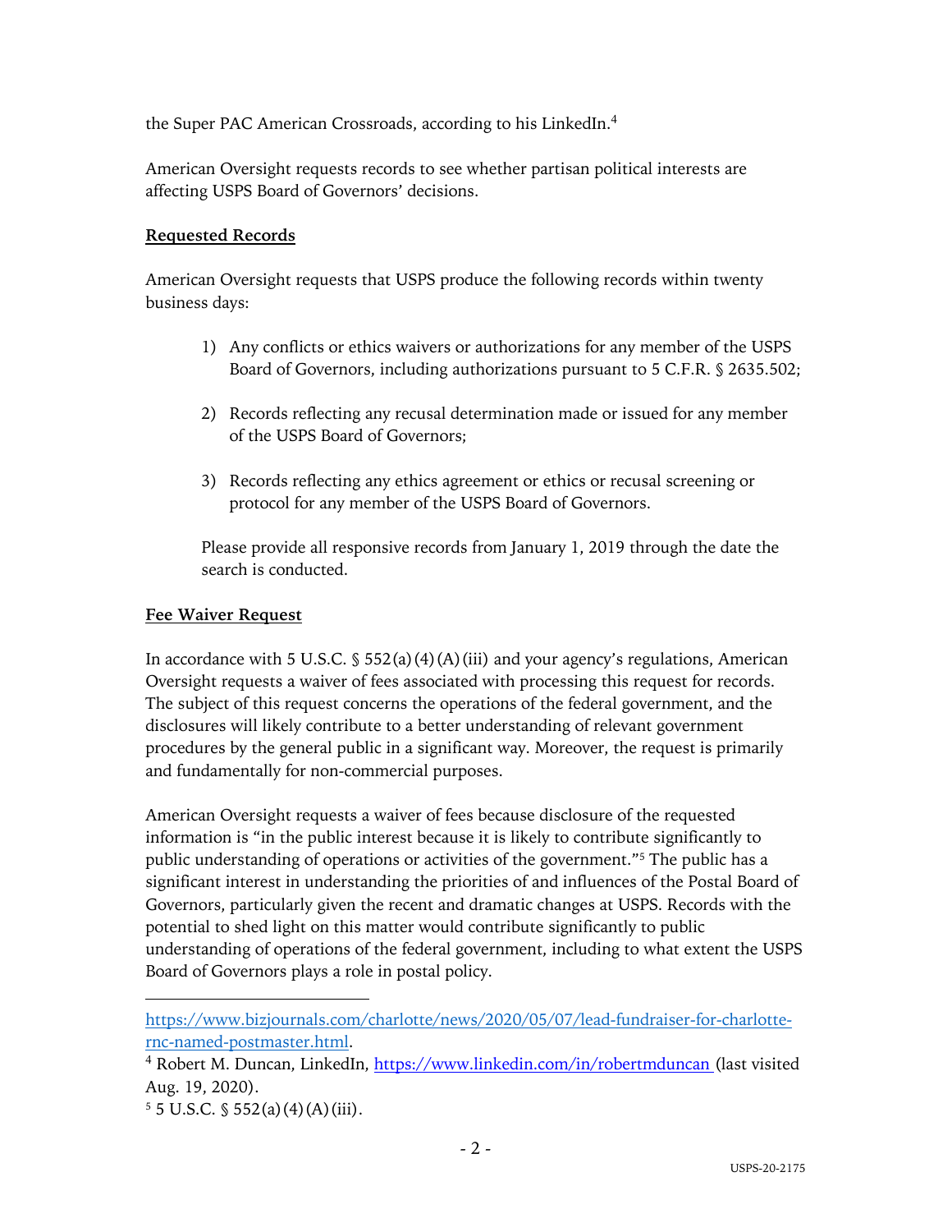the Super PAC American Crossroads, according to his LinkedIn.[4]

American Oversight requests records to see whether partisan political interests are affecting USPS Board of Governors' decisions.

**Requested Records**

American Oversight requests that USPS produce the following records within twenty business days:

1) Any conflicts or ethics waivers or authorizations for any member of the USPS Board of Governors, including authorizations pursuant to 5 C.F.R. § 2635.502;

2) Records reflecting any recusal determination made or issued for any member of the USPS Board of Governors;

3) Records reflecting any ethics agreement or ethics or recusal screening or protocol for any member of the USPS Board of Governors.

Please provide all responsive records from January 1, 2019 through the date the search is conducted.

**Fee Waiver Request**

In accordance with 5 U.S.C. § 552(a)(4)(A)(iii) and your agency's regulations, American Oversight requests a waiver of fees associated with processing this request for records. The subject of this request concerns the operations of the federal government, and the disclosures will likely contribute to a better understanding of relevant government procedures by the general public in a significant way. Moreover, the request is primarily and fundamentally for non-commercial purposes.

American Oversight requests a waiver of fees because disclosure of the requested information is "in the public interest because it is likely to contribute significantly to public understanding of operations or activities of the government."[5] The public has a significant interest in understanding the priorities of and influences of the Postal Board of Governors, particularly given the recent and dramatic changes at USPS. Records with the potential to shed light on this matter would contribute significantly to public understanding of operations of the federal government, including to what extent the USPS Board of Governors plays a role in postal policy.

---

https://www.bizjournals.com/charlotte/news/2020/05/07/lead-fundraiser-for-charlotte-rnc-named-postmaster.html.

[4] Robert M. Duncan, LinkedIn, https://www.linkedin.com/in/robertmduncan (last visited Aug. 19, 2020).

[5] 5 U.S.C. § 552(a)(4)(A)(iii).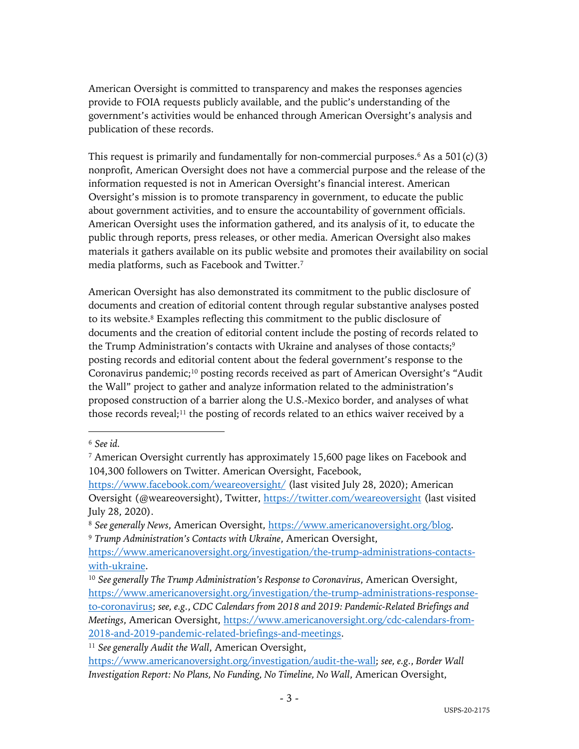American Oversight is committed to transparency and makes the responses agencies provide to FOIA requests publicly available, and the public's understanding of the government's activities would be enhanced through American Oversight's analysis and publication of these records.

This request is primarily and fundamentally for non-commercial purposes.[6] As a 501(c)(3) nonprofit, American Oversight does not have a commercial purpose and the release of the information requested is not in American Oversight's financial interest. American Oversight's mission is to promote transparency in government, to educate the public about government activities, and to ensure the accountability of government officials. American Oversight uses the information gathered, and its analysis of it, to educate the public through reports, press releases, or other media. American Oversight also makes materials it gathers available on its public website and promotes their availability on social media platforms, such as Facebook and Twitter.[7]

American Oversight has also demonstrated its commitment to the public disclosure of documents and creation of editorial content through regular substantive analyses posted to its website.[8] Examples reflecting this commitment to the public disclosure of documents and the creation of editorial content include the posting of records related to the Trump Administration's contacts with Ukraine and analyses of those contacts;[9] posting records and editorial content about the federal government's response to the Coronavirus pandemic;[10] posting records received as part of American Oversight's "Audit the Wall" project to gather and analyze information related to the administration's proposed construction of a barrier along the U.S.-Mexico border, and analyses of what those records reveal;[11] the posting of records related to an ethics waiver received by a

---

[6] *See id.*

[7] American Oversight currently has approximately 15,600 page likes on Facebook and 104,300 followers on Twitter. American Oversight, Facebook, https://www.facebook.com/weareoversight/ (last visited July 28, 2020); American Oversight (@weareoversight), Twitter, https://twitter.com/weareoversight (last visited July 28, 2020).

[8] *See generally News*, American Oversight, https://www.americanoversight.org/blog.

[9] *Trump Administration's Contacts with Ukraine*, American Oversight, https://www.americanoversight.org/investigation/the-trump-administrations-contacts-with-ukraine.

[10] *See generally The Trump Administration's Response to Coronavirus*, American Oversight, https://www.americanoversight.org/investigation/the-trump-administrations-response-to-coronavirus; *see, e.g.*, *CDC Calendars from 2018 and 2019: Pandemic-Related Briefings and Meetings*, American Oversight, https://www.americanoversight.org/cdc-calendars-from-2018-and-2019-pandemic-related-briefings-and-meetings.

[11] *See generally Audit the Wall*, American Oversight, https://www.americanoversight.org/investigation/audit-the-wall; *see, e.g.*, *Border Wall Investigation Report: No Plans, No Funding, No Timeline, No Wall*, American Oversight,

USPS-20-2175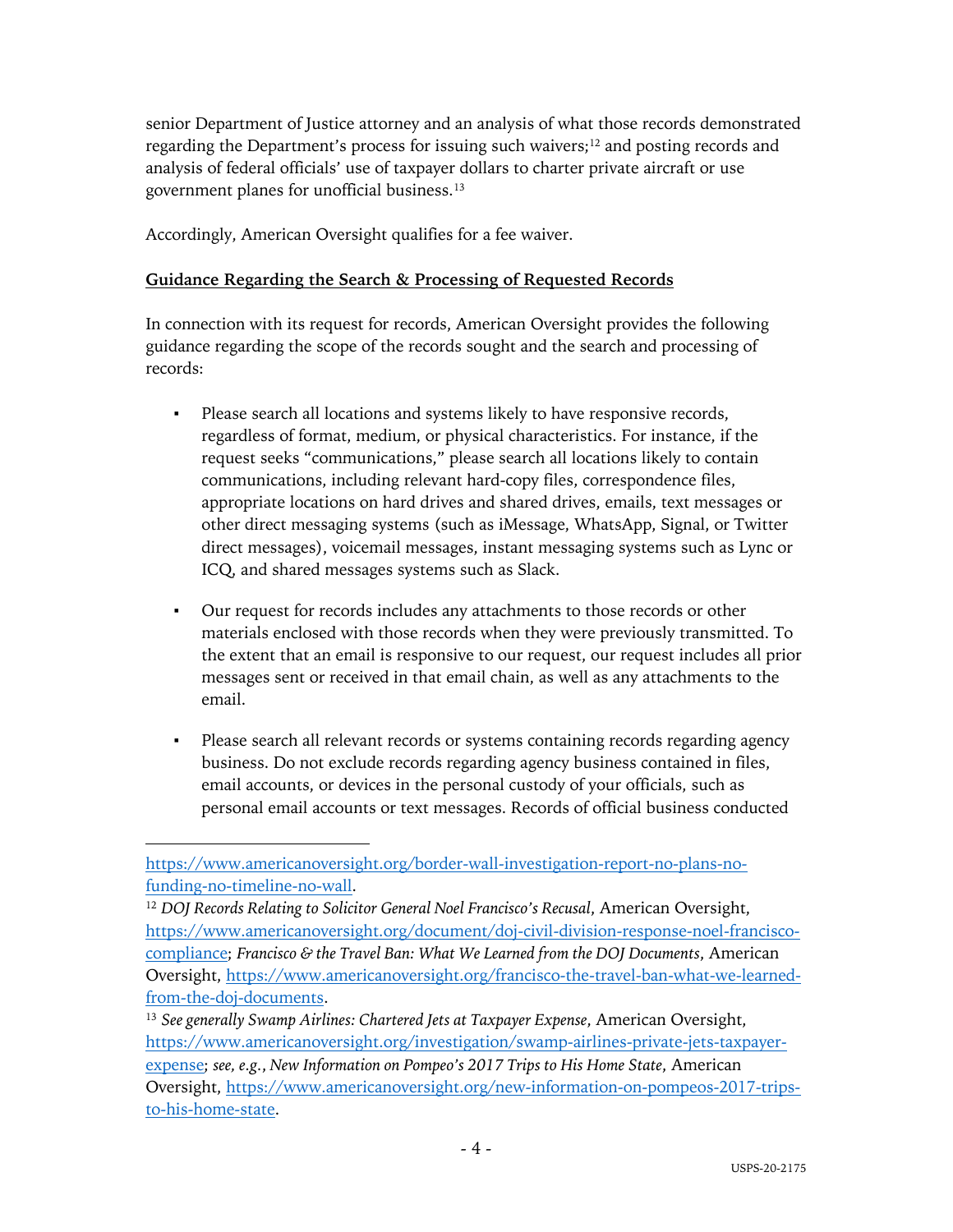senior Department of Justice attorney and an analysis of what those records demonstrated regarding the Department's process for issuing such waivers;[12] and posting records and analysis of federal officials' use of taxpayer dollars to charter private aircraft or use government planes for unofficial business.[13]

Accordingly, American Oversight qualifies for a fee waiver.

**Guidance Regarding the Search & Processing of Requested Records**

In connection with its request for records, American Oversight provides the following guidance regarding the scope of the records sought and the search and processing of records:

- Please search all locations and systems likely to have responsive records, regardless of format, medium, or physical characteristics. For instance, if the request seeks "communications," please search all locations likely to contain communications, including relevant hard-copy files, correspondence files, appropriate locations on hard drives and shared drives, emails, text messages or other direct messaging systems (such as iMessage, WhatsApp, Signal, or Twitter direct messages), voicemail messages, instant messaging systems such as Lync or ICQ, and shared messages systems such as Slack.

- Our request for records includes any attachments to those records or other materials enclosed with those records when they were previously transmitted. To the extent that an email is responsive to our request, our request includes all prior messages sent or received in that email chain, as well as any attachments to the email.

- Please search all relevant records or systems containing records regarding agency business. Do not exclude records regarding agency business contained in files, email accounts, or devices in the personal custody of your officials, such as personal email accounts or text messages. Records of official business conducted

---

https://www.americanoversight.org/border-wall-investigation-report-no-plans-no-funding-no-timeline-no-wall.

[12] *DOJ Records Relating to Solicitor General Noel Francisco's Recusal*, American Oversight, https://www.americanoversight.org/document/doj-civil-division-response-noel-francisco-compliance; *Francisco & the Travel Ban: What We Learned from the DOJ Documents*, American Oversight, https://www.americanoversight.org/francisco-the-travel-ban-what-we-learned-from-the-doj-documents.

[13] *See generally Swamp Airlines: Chartered Jets at Taxpayer Expense*, American Oversight, https://www.americanoversight.org/investigation/swamp-airlines-private-jets-taxpayer-expense; *see, e.g.*, *New Information on Pompeo's 2017 Trips to His Home State*, American Oversight, https://www.americanoversight.org/new-information-on-pompeos-2017-trips-to-his-home-state.

USPS-20-2175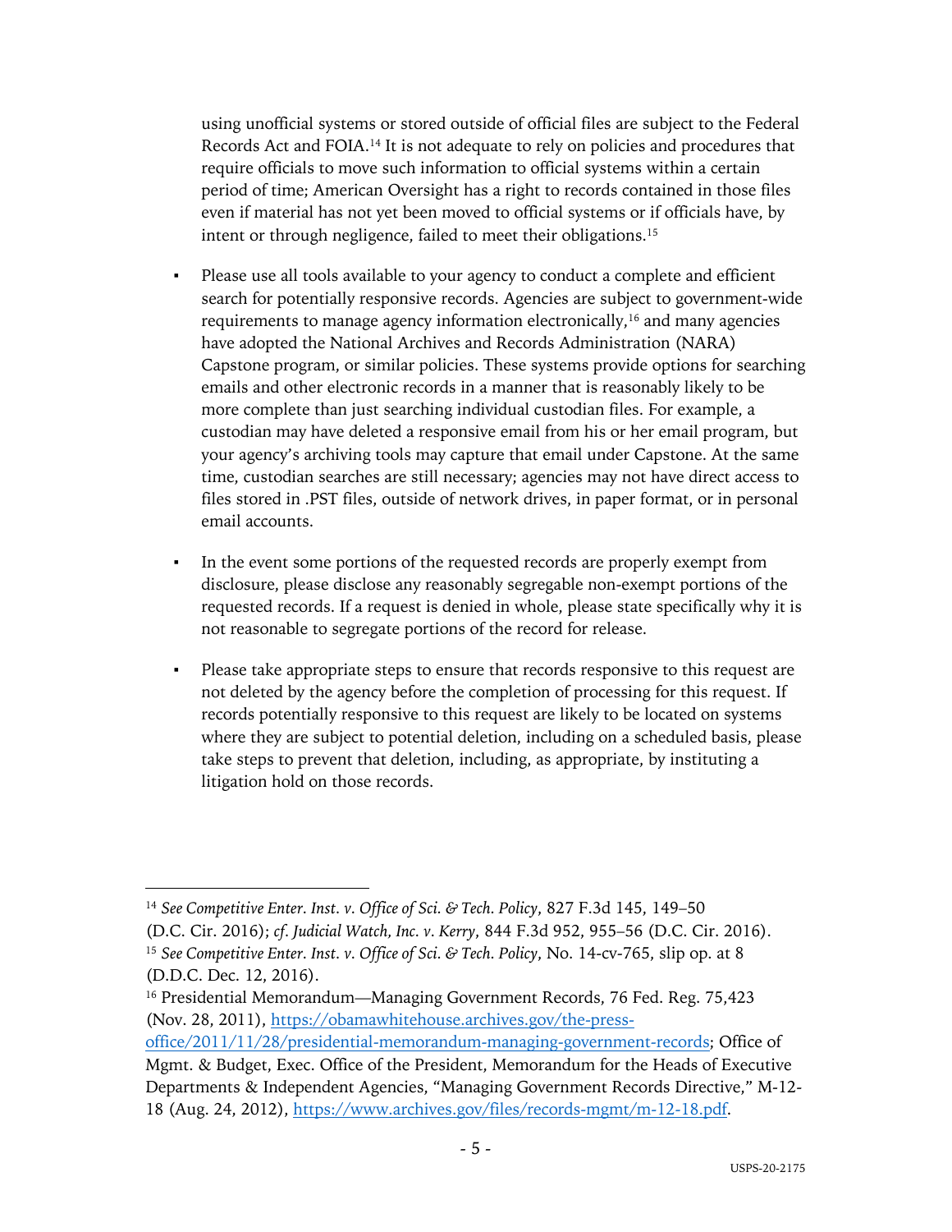using unofficial systems or stored outside of official files are subject to the Federal Records Act and FOIA.[14] It is not adequate to rely on policies and procedures that require officials to move such information to official systems within a certain period of time; American Oversight has a right to records contained in those files even if material has not yet been moved to official systems or if officials have, by intent or through negligence, failed to meet their obligations.[15]

- Please use all tools available to your agency to conduct a complete and efficient search for potentially responsive records. Agencies are subject to government-wide requirements to manage agency information electronically,[16] and many agencies have adopted the National Archives and Records Administration (NARA) Capstone program, or similar policies. These systems provide options for searching emails and other electronic records in a manner that is reasonably likely to be more complete than just searching individual custodian files. For example, a custodian may have deleted a responsive email from his or her email program, but your agency's archiving tools may capture that email under Capstone. At the same time, custodian searches are still necessary; agencies may not have direct access to files stored in .PST files, outside of network drives, in paper format, or in personal email accounts.

- In the event some portions of the requested records are properly exempt from disclosure, please disclose any reasonably segregable non-exempt portions of the requested records. If a request is denied in whole, please state specifically why it is not reasonable to segregate portions of the record for release.

- Please take appropriate steps to ensure that records responsive to this request are not deleted by the agency before the completion of processing for this request. If records potentially responsive to this request are likely to be located on systems where they are subject to potential deletion, including on a scheduled basis, please take steps to prevent that deletion, including, as appropriate, by instituting a litigation hold on those records.

---

[14] *See Competitive Enter. Inst. v. Office of Sci. & Tech. Policy*, 827 F.3d 145, 149–50 (D.C. Cir. 2016); *cf. Judicial Watch, Inc. v. Kerry*, 844 F.3d 952, 955–56 (D.C. Cir. 2016).

[15] *See Competitive Enter. Inst. v. Office of Sci. & Tech. Policy*, No. 14-cv-765, slip op. at 8 (D.D.C. Dec. 12, 2016).

[16] Presidential Memorandum—Managing Government Records, 76 Fed. Reg. 75,423 (Nov. 28, 2011), [https://obamawhitehouse.archives.gov/the-press-office/2011/11/28/presidential-memorandum-managing-government-records](https://obamawhitehouse.archives.gov/the-press-office/2011/11/28/presidential-memorandum-managing-government-records); Office of Mgmt. & Budget, Exec. Office of the President, Memorandum for the Heads of Executive Departments & Independent Agencies, "Managing Government Records Directive," M-12-18 (Aug. 24, 2012), [https://www.archives.gov/files/records-mgmt/m-12-18.pdf](https://www.archives.gov/files/records-mgmt/m-12-18.pdf).

USPS-20-2175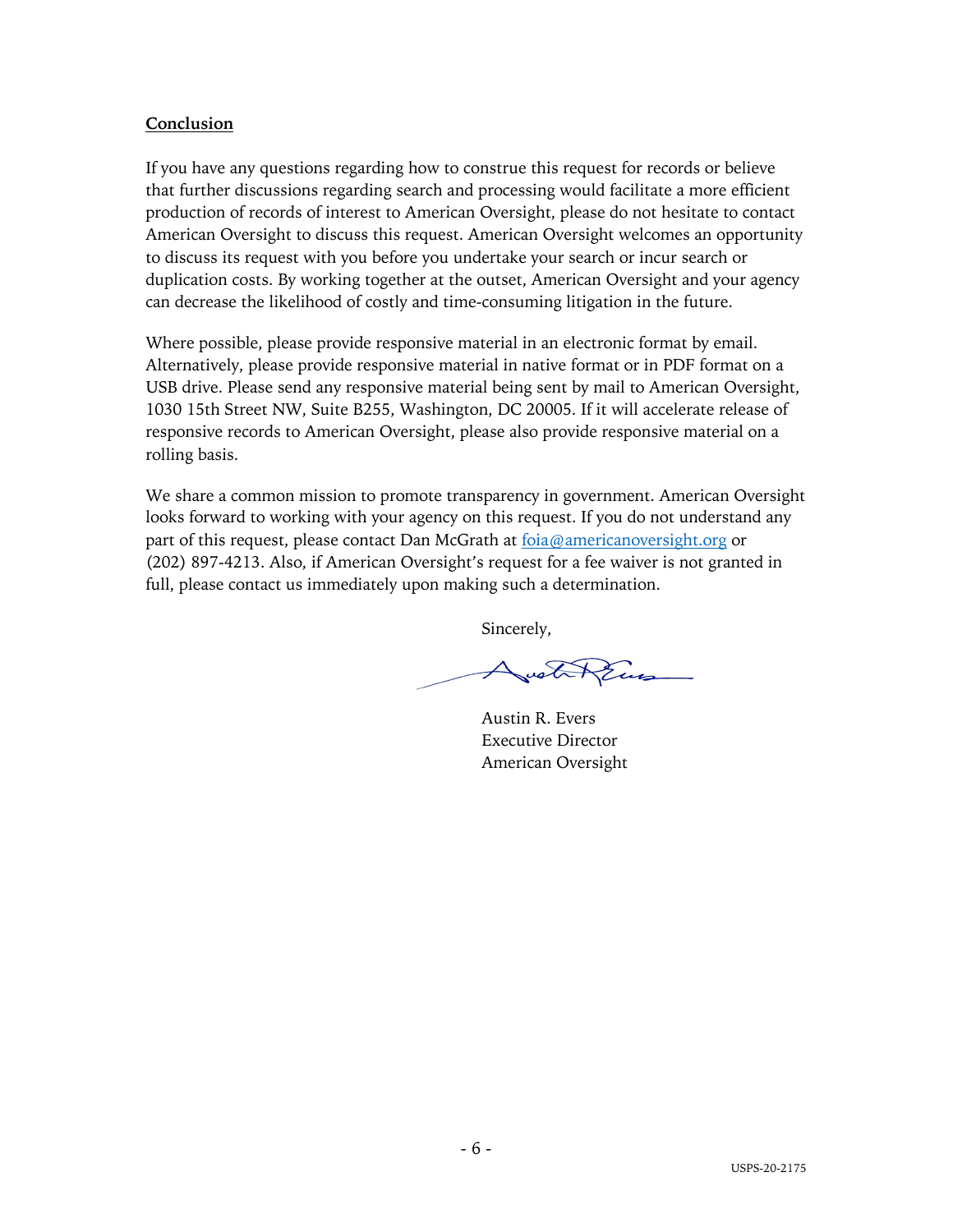**Conclusion**

If you have any questions regarding how to construe this request for records or believe that further discussions regarding search and processing would facilitate a more efficient production of records of interest to American Oversight, please do not hesitate to contact American Oversight to discuss this request. American Oversight welcomes an opportunity to discuss its request with you before you undertake your search or incur search or duplication costs. By working together at the outset, American Oversight and your agency can decrease the likelihood of costly and time-consuming litigation in the future.

Where possible, please provide responsive material in an electronic format by email. Alternatively, please provide responsive material in native format or in PDF format on a USB drive. Please send any responsive material being sent by mail to American Oversight, 1030 15th Street NW, Suite B255, Washington, DC 20005. If it will accelerate release of responsive records to American Oversight, please also provide responsive material on a rolling basis.

We share a common mission to promote transparency in government. American Oversight looks forward to working with your agency on this request. If you do not understand any part of this request, please contact Dan McGrath at foia@americanoversight.org or (202) 897-4213. Also, if American Oversight's request for a fee waiver is not granted in full, please contact us immediately upon making such a determination.

Sincerely,

Austin R. Evers
Executive Director
American Oversight

USPS-20-2175